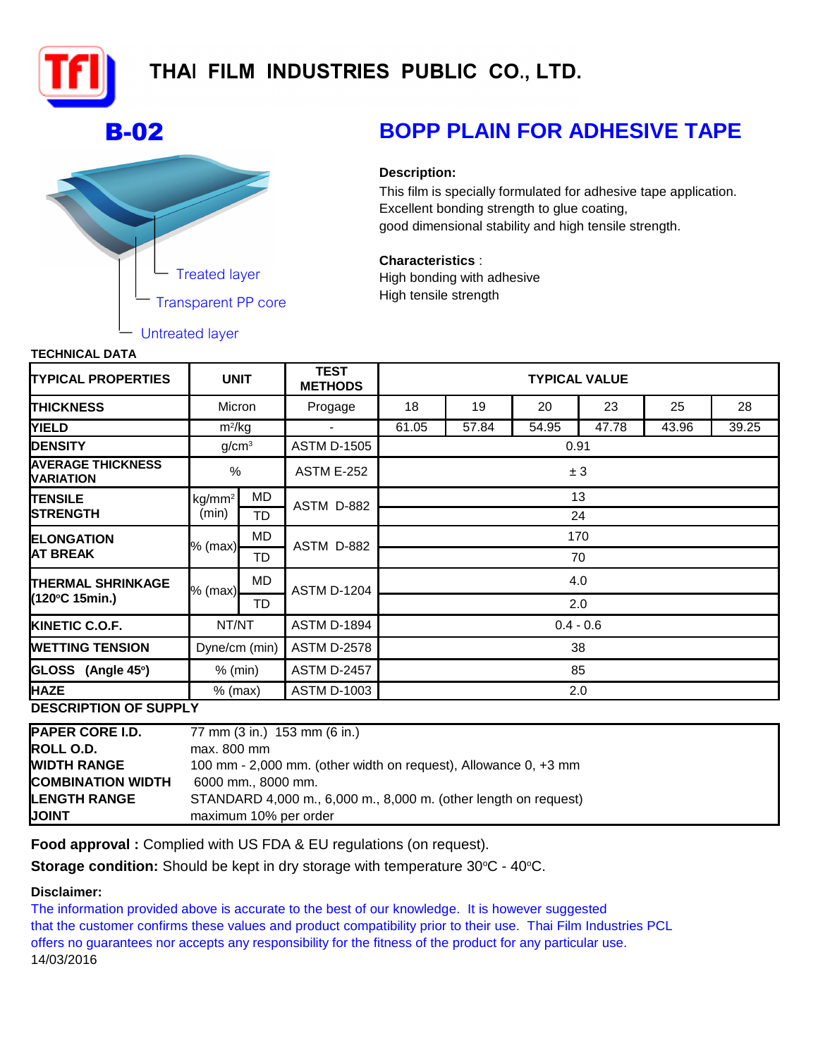# THAI FILM INDUSTRIES PUBLIC CO., LTD.

## B-02

## BOPP PLAIN FOR ADHESIVE TAPE

Treated layer

Transparent PP core

Untreated layer

**Description:**

This film is specially formulated for adhesive tape application.
Excellent bonding strength to glue coating,
good dimensional stability and high tensile strength.

**Characteristics** :

High bonding with adhesive
High tensile strength

**TECHNICAL DATA**

| TYPICAL PROPERTIES | UNIT | | TEST METHODS | TYPICAL VALUE | | | | | |
|---|---|---|---|---|---|---|---|---|---|
| THICKNESS | Micron | | Progage | 18 | 19 | 20 | 23 | 25 | 28 |
| YIELD | $m^2/kg$ | | - | 61.05 | 57.84 | 54.95 | 47.78 | 43.96 | 39.25 |
| DENSITY | $g/cm^3$ | | ASTM D-1505 | 0.91 | | | | | |
| AVERAGE THICKNESS VARIATION | % | | ASTM E-252 | ± 3 | | | | | |
| TENSILE STRENGTH | $kg/mm^2$ (min) | MD | ASTM D-882 | 13 | | | | | |
| | | TD | | 24 | | | | | |
| ELONGATION AT BREAK | % (max) | MD | ASTM D-882 | 170 | | | | | |
| | | TD | | 70 | | | | | |
| THERMAL SHRINKAGE (120°C 15min.) | % (max) | MD | ASTM D-1204 | 4.0 | | | | | |
| | | TD | | 2.0 | | | | | |
| KINETIC C.O.F. | NT/NT | | ASTM D-1894 | 0.4 - 0.6 | | | | | |
| WETTING TENSION | Dyne/cm (min) | | ASTM D-2578 | 38 | | | | | |
| GLOSS (Angle 45°) | % (min) | | ASTM D-2457 | 85 | | | | | |
| HAZE | % (max) | | ASTM D-1003 | 2.0 | | | | | |

**DESCRIPTION OF SUPPLY**

| | |
|---|---|
| **PAPER CORE I.D.** | 77 mm (3 in.) 153 mm (6 in.) |
| **ROLL O.D.** | max. 800 mm |
| **WIDTH RANGE** | 100 mm - 2,000 mm. (other width on request), Allowance 0, +3 mm |
| **COMBINATION WIDTH** | 6000 mm., 8000 mm. |
| **LENGTH RANGE** | STANDARD 4,000 m., 6,000 m., 8,000 m. (other length on request) |
| **JOINT** | maximum 10% per order |

**Food approval :** Complied with US FDA & EU regulations (on request).

**Storage condition:** Should be kept in dry storage with temperature 30°C - 40°C.

**Disclaimer:**

The information provided above is accurate to the best of our knowledge. It is however suggested that the customer confirms these values and product compatibility prior to their use. Thai Film Industries PCL offers no guarantees nor accepts any responsibility for the fitness of the product for any particular use.

14/03/2016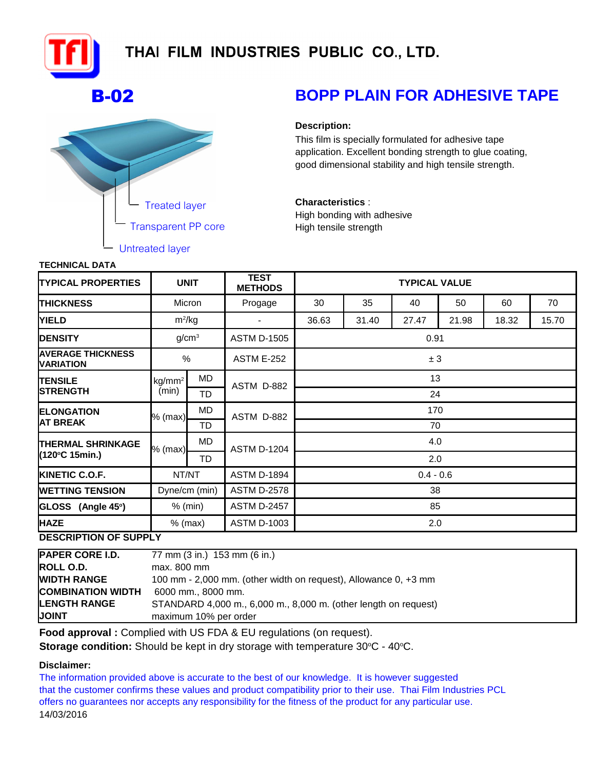# THAI FILM INDUSTRIES PUBLIC CO., LTD.

## B-02

## BOPP PLAIN FOR ADHESIVE TAPE

Treated layer

Transparent PP core

Untreated layer

**Description:**

This film is specially formulated for adhesive tape application. Excellent bonding strength to glue coating, good dimensional stability and high tensile strength.

**Characteristics** :

High bonding with adhesive

High tensile strength

**TECHNICAL DATA**

| TYPICAL PROPERTIES | UNIT | | TEST METHODS | TYPICAL VALUE | | | | | |
|---|---|---|---|---|---|---|---|---|---|
| THICKNESS | Micron | | Progage | 30 | 35 | 40 | 50 | 60 | 70 |
| YIELD | $m^2/kg$ | | - | 36.63 | 31.40 | 27.47 | 21.98 | 18.32 | 15.70 |
| DENSITY | $g/cm^3$ | | ASTM D-1505 | 0.91 | | | | | |
| AVERAGE THICKNESS VARIATION | % | | ASTM E-252 | ± 3 | | | | | |
| TENSILE STRENGTH | $kg/mm^2$ (min) | MD | ASTM D-882 | 13 | | | | | |
| | | TD | | 24 | | | | | |
| ELONGATION AT BREAK | % (max) | MD | ASTM D-882 | 170 | | | | | |
| | | TD | | 70 | | | | | |
| THERMAL SHRINKAGE (120°C 15min.) | % (max) | MD | ASTM D-1204 | 4.0 | | | | | |
| | | TD | | 2.0 | | | | | |
| KINETIC C.O.F. | NT/NT | | ASTM D-1894 | 0.4 - 0.6 | | | | | |
| WETTING TENSION | Dyne/cm (min) | | ASTM D-2578 | 38 | | | | | |
| GLOSS (Angle 45°) | % (min) | | ASTM D-2457 | 85 | | | | | |
| HAZE | % (max) | | ASTM D-1003 | 2.0 | | | | | |

**DESCRIPTION OF SUPPLY**

| | |
|---|---|
| **PAPER CORE I.D.** | 77 mm (3 in.) 153 mm (6 in.) |
| **ROLL O.D.** | max. 800 mm |
| **WIDTH RANGE** | 100 mm - 2,000 mm. (other width on request), Allowance 0, +3 mm |
| **COMBINATION WIDTH** | 6000 mm., 8000 mm. |
| **LENGTH RANGE** | STANDARD 4,000 m., 6,000 m., 8,000 m. (other length on request) |
| **JOINT** | maximum 10% per order |

**Food approval :** Complied with US FDA & EU regulations (on request).

**Storage condition:** Should be kept in dry storage with temperature 30°C - 40°C.

**Disclaimer:**

The information provided above is accurate to the best of our knowledge. It is however suggested that the customer confirms these values and product compatibility prior to their use. Thai Film Industries PCL offers no guarantees nor accepts any responsibility for the fitness of the product for any particular use.

14/03/2016